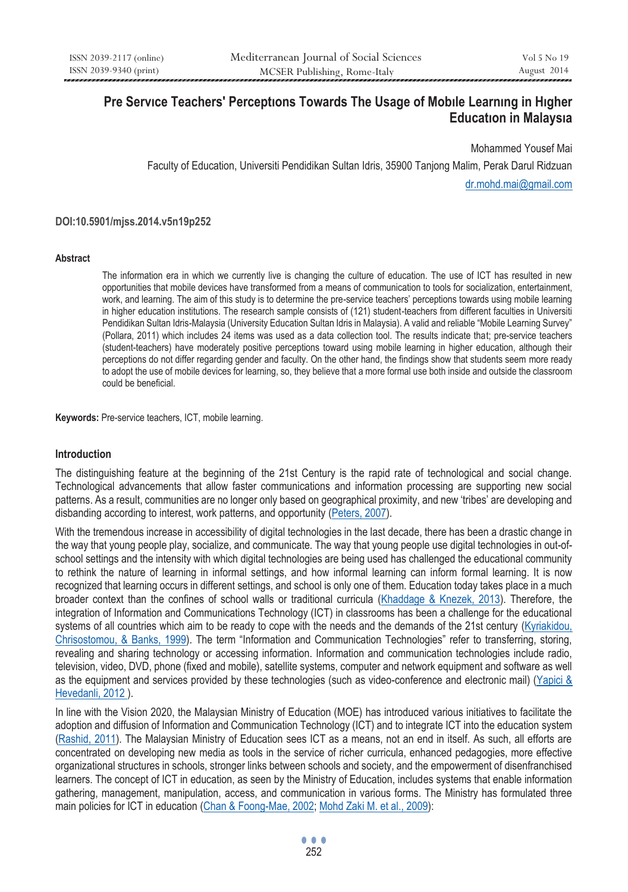# Pre Servıce Teachers' Perceptıons Towards The Usage of Mobıle Learnıng in Hıgher Educatıon in Malaysıa

Mohammed Yousef Mai

Faculty of Education, Universiti Pendidikan Sultan Idris, 35900 Tanjong Malim, Perak Darul Ridzuan

dr.mohd.mai@gmail.com

**DOI:10.5901/mjss.2014.v5n19p252**

### Abstract

The information era in which we currently live is changing the culture of education. The use of ICT has resulted in new opportunities that mobile devices have transformed from a means of communication to tools for socialization, entertainment, work, and learning. The aim of this study is to determine the pre-service teachers' perceptions towards using mobile learning in higher education institutions. The research sample consists of (121) student-teachers from different faculties in Universiti Pendidikan Sultan Idris-Malaysia (University Education Sultan Idris in Malaysia). A valid and reliable "Mobile Learning Survey" (Pollara, 2011) which includes 24 items was used as a data collection tool. The results indicate that; pre-service teachers (student-teachers) have moderately positive perceptions toward using mobile learning in higher education, although their perceptions do not differ regarding gender and faculty. On the other hand, the findings show that students seem more ready to adopt the use of mobile devices for learning, so, they believe that a more formal use both inside and outside the classroom could be beneficial.

**Keywords:** Pre-service teachers, ICT, mobile learning.

## Introduction

The distinguishing feature at the beginning of the 21st Century is the rapid rate of technological and social change. Technological advancements that allow faster communications and information processing are supporting new social patterns. As a result, communities are no longer only based on geographical proximity, and new 'tribes' are developing and disbanding according to interest, work patterns, and opportunity (Peters, 2007).

With the tremendous increase in accessibility of digital technologies in the last decade, there has been a drastic change in the way that young people play, socialize, and communicate. The way that young people use digital technologies in out-of-school settings and the intensity with which digital technologies are being used has challenged the educational community to rethink the nature of learning in informal settings, and how informal learning can inform formal learning. It is now recognized that learning occurs in different settings, and school is only one of them. Education today takes place in a much broader context than the confines of school walls or traditional curricula (Khaddage & Knezek, 2013). Therefore, the integration of Information and Communications Technology (ICT) in classrooms has been a challenge for the educational systems of all countries which aim to be ready to cope with the needs and the demands of the 21st century (Kyriakidou, Chrisostomou, & Banks, 1999). The term "Information and Communication Technologies" refer to transferring, storing, revealing and sharing technology or accessing information. Information and communication technologies include radio, television, video, DVD, phone (fixed and mobile), satellite systems, computer and network equipment and software as well as the equipment and services provided by these technologies (such as video-conference and electronic mail) (Yapici & Hevedanli, 2012 ).

In line with the Vision 2020, the Malaysian Ministry of Education (MOE) has introduced various initiatives to facilitate the adoption and diffusion of Information and Communication Technology (ICT) and to integrate ICT into the education system (Rashid, 2011). The Malaysian Ministry of Education sees ICT as a means, not an end in itself. As such, all efforts are concentrated on developing new media as tools in the service of richer curricula, enhanced pedagogies, more effective organizational structures in schools, stronger links between schools and society, and the empowerment of disenfranchised learners. The concept of ICT in education, as seen by the Ministry of Education, includes systems that enable information gathering, management, manipulation, access, and communication in various forms. The Ministry has formulated three main policies for ICT in education (Chan & Foong-Mae, 2002; Mohd Zaki M. et al., 2009):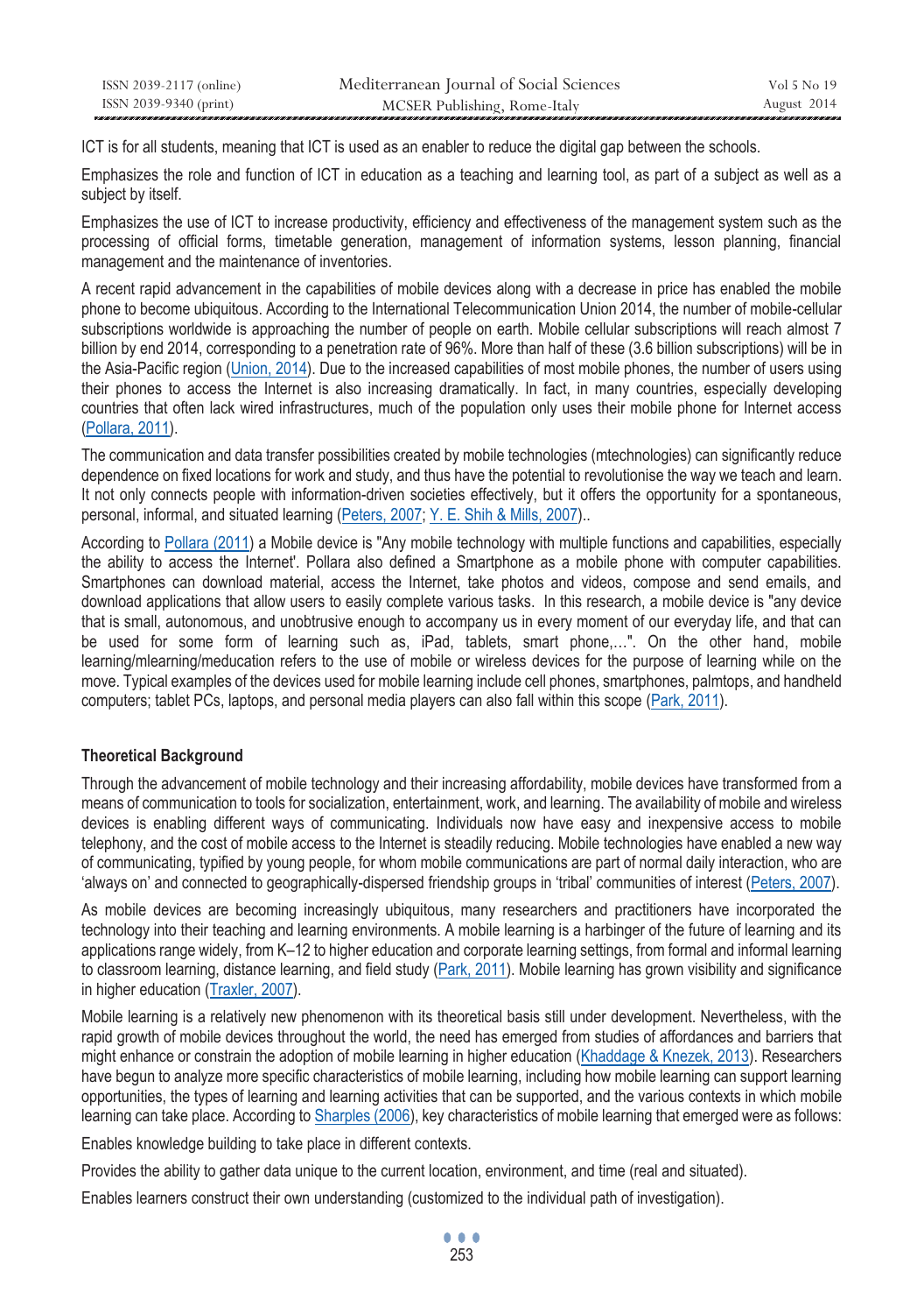ICT is for all students, meaning that ICT is used as an enabler to reduce the digital gap between the schools.

Emphasizes the role and function of ICT in education as a teaching and learning tool, as part of a subject as well as a subject by itself.

Emphasizes the use of ICT to increase productivity, efficiency and effectiveness of the management system such as the processing of official forms, timetable generation, management of information systems, lesson planning, financial management and the maintenance of inventories.

A recent rapid advancement in the capabilities of mobile devices along with a decrease in price has enabled the mobile phone to become ubiquitous. According to the International Telecommunication Union 2014, the number of mobile-cellular subscriptions worldwide is approaching the number of people on earth. Mobile cellular subscriptions will reach almost 7 billion by end 2014, corresponding to a penetration rate of 96%. More than half of these (3.6 billion subscriptions) will be in the Asia-Pacific region (Union, 2014). Due to the increased capabilities of most mobile phones, the number of users using their phones to access the Internet is also increasing dramatically. In fact, in many countries, especially developing countries that often lack wired infrastructures, much of the population only uses their mobile phone for Internet access (Pollara, 2011).

The communication and data transfer possibilities created by mobile technologies (mtechnologies) can significantly reduce dependence on fixed locations for work and study, and thus have the potential to revolutionise the way we teach and learn. It not only connects people with information-driven societies effectively, but it offers the opportunity for a spontaneous, personal, informal, and situated learning (Peters, 2007; Y. E. Shih & Mills, 2007)..

According to Pollara (2011) a Mobile device is "Any mobile technology with multiple functions and capabilities, especially the ability to access the Internet'. Pollara also defined a Smartphone as a mobile phone with computer capabilities. Smartphones can download material, access the Internet, take photos and videos, compose and send emails, and download applications that allow users to easily complete various tasks. In this research, a mobile device is "any device that is small, autonomous, and unobtrusive enough to accompany us in every moment of our everyday life, and that can be used for some form of learning such as, iPad, tablets, smart phone,…". On the other hand, mobile learning/mlearning/meducation refers to the use of mobile or wireless devices for the purpose of learning while on the move. Typical examples of the devices used for mobile learning include cell phones, smartphones, palmtops, and handheld computers; tablet PCs, laptops, and personal media players can also fall within this scope (Park, 2011).

## Theoretical Background

Through the advancement of mobile technology and their increasing affordability, mobile devices have transformed from a means of communication to tools for socialization, entertainment, work, and learning. The availability of mobile and wireless devices is enabling different ways of communicating. Individuals now have easy and inexpensive access to mobile telephony, and the cost of mobile access to the Internet is steadily reducing. Mobile technologies have enabled a new way of communicating, typified by young people, for whom mobile communications are part of normal daily interaction, who are 'always on' and connected to geographically-dispersed friendship groups in 'tribal' communities of interest (Peters, 2007).

As mobile devices are becoming increasingly ubiquitous, many researchers and practitioners have incorporated the technology into their teaching and learning environments. A mobile learning is a harbinger of the future of learning and its applications range widely, from K–12 to higher education and corporate learning settings, from formal and informal learning to classroom learning, distance learning, and field study (Park, 2011). Mobile learning has grown visibility and significance in higher education (Traxler, 2007).

Mobile learning is a relatively new phenomenon with its theoretical basis still under development. Nevertheless, with the rapid growth of mobile devices throughout the world, the need has emerged from studies of affordances and barriers that might enhance or constrain the adoption of mobile learning in higher education (Khaddage & Knezek, 2013). Researchers have begun to analyze more specific characteristics of mobile learning, including how mobile learning can support learning opportunities, the types of learning and learning activities that can be supported, and the various contexts in which mobile learning can take place. According to Sharples (2006), key characteristics of mobile learning that emerged were as follows:

Enables knowledge building to take place in different contexts.

Provides the ability to gather data unique to the current location, environment, and time (real and situated).

Enables learners construct their own understanding (customized to the individual path of investigation).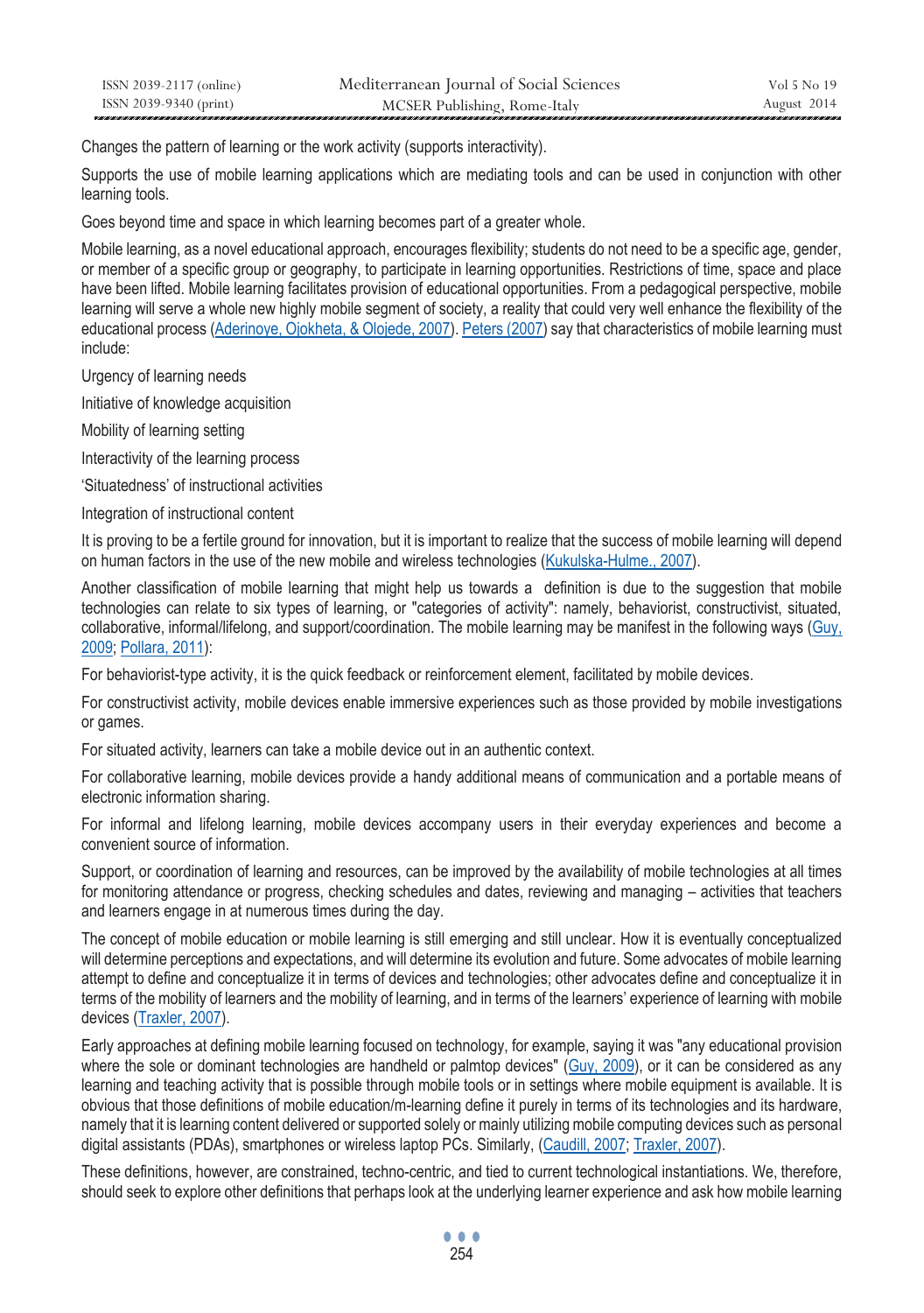Changes the pattern of learning or the work activity (supports interactivity).

Supports the use of mobile learning applications which are mediating tools and can be used in conjunction with other learning tools.

Goes beyond time and space in which learning becomes part of a greater whole.

Mobile learning, as a novel educational approach, encourages flexibility; students do not need to be a specific age, gender, or member of a specific group or geography, to participate in learning opportunities. Restrictions of time, space and place have been lifted. Mobile learning facilitates provision of educational opportunities. From a pedagogical perspective, mobile learning will serve a whole new highly mobile segment of society, a reality that could very well enhance the flexibility of the educational process (Aderinoye, Ojokheta, & Olojede, 2007). Peters (2007) say that characteristics of mobile learning must include:

Urgency of learning needs

Initiative of knowledge acquisition

Mobility of learning setting

Interactivity of the learning process

'Situatedness' of instructional activities

Integration of instructional content

It is proving to be a fertile ground for innovation, but it is important to realize that the success of mobile learning will depend on human factors in the use of the new mobile and wireless technologies (Kukulska-Hulme., 2007).

Another classification of mobile learning that might help us towards a definition is due to the suggestion that mobile technologies can relate to six types of learning, or "categories of activity": namely, behaviorist, constructivist, situated, collaborative, informal/lifelong, and support/coordination. The mobile learning may be manifest in the following ways (Guy, 2009; Pollara, 2011):

For behaviorist-type activity, it is the quick feedback or reinforcement element, facilitated by mobile devices.

For constructivist activity, mobile devices enable immersive experiences such as those provided by mobile investigations or games.

For situated activity, learners can take a mobile device out in an authentic context.

For collaborative learning, mobile devices provide a handy additional means of communication and a portable means of electronic information sharing.

For informal and lifelong learning, mobile devices accompany users in their everyday experiences and become a convenient source of information.

Support, or coordination of learning and resources, can be improved by the availability of mobile technologies at all times for monitoring attendance or progress, checking schedules and dates, reviewing and managing – activities that teachers and learners engage in at numerous times during the day.

The concept of mobile education or mobile learning is still emerging and still unclear. How it is eventually conceptualized will determine perceptions and expectations, and will determine its evolution and future. Some advocates of mobile learning attempt to define and conceptualize it in terms of devices and technologies; other advocates define and conceptualize it in terms of the mobility of learners and the mobility of learning, and in terms of the learners' experience of learning with mobile devices (Traxler, 2007).

Early approaches at defining mobile learning focused on technology, for example, saying it was "any educational provision where the sole or dominant technologies are handheld or palmtop devices" (Guy, 2009), or it can be considered as any learning and teaching activity that is possible through mobile tools or in settings where mobile equipment is available. It is obvious that those definitions of mobile education/m-learning define it purely in terms of its technologies and its hardware, namely that it is learning content delivered or supported solely or mainly utilizing mobile computing devices such as personal digital assistants (PDAs), smartphones or wireless laptop PCs. Similarly, (Caudill, 2007; Traxler, 2007).

These definitions, however, are constrained, techno-centric, and tied to current technological instantiations. We, therefore, should seek to explore other definitions that perhaps look at the underlying learner experience and ask how mobile learning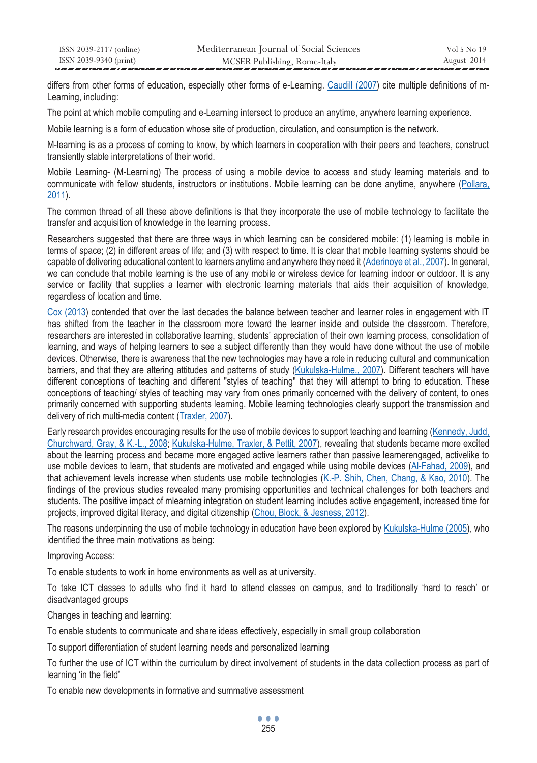differs from other forms of education, especially other forms of e-Learning. Caudill (2007) cite multiple definitions of m-Learning, including:

The point at which mobile computing and e-Learning intersect to produce an anytime, anywhere learning experience.

Mobile learning is a form of education whose site of production, circulation, and consumption is the network.

M-learning is as a process of coming to know, by which learners in cooperation with their peers and teachers, construct transiently stable interpretations of their world.

Mobile Learning- (M-Learning) The process of using a mobile device to access and study learning materials and to communicate with fellow students, instructors or institutions. Mobile learning can be done anytime, anywhere (Pollara, 2011).

The common thread of all these above definitions is that they incorporate the use of mobile technology to facilitate the transfer and acquisition of knowledge in the learning process.

Researchers suggested that there are three ways in which learning can be considered mobile: (1) learning is mobile in terms of space; (2) in different areas of life; and (3) with respect to time. It is clear that mobile learning systems should be capable of delivering educational content to learners anytime and anywhere they need it (Aderinoye et al., 2007). In general, we can conclude that mobile learning is the use of any mobile or wireless device for learning indoor or outdoor. It is any service or facility that supplies a learner with electronic learning materials that aids their acquisition of knowledge, regardless of location and time.

Cox (2013) contended that over the last decades the balance between teacher and learner roles in engagement with IT has shifted from the teacher in the classroom more toward the learner inside and outside the classroom. Therefore, researchers are interested in collaborative learning, students' appreciation of their own learning process, consolidation of learning, and ways of helping learners to see a subject differently than they would have done without the use of mobile devices. Otherwise, there is awareness that the new technologies may have a role in reducing cultural and communication barriers, and that they are altering attitudes and patterns of study (Kukulska-Hulme., 2007). Different teachers will have different conceptions of teaching and different "styles of teaching" that they will attempt to bring to education. These conceptions of teaching/ styles of teaching may vary from ones primarily concerned with the delivery of content, to ones primarily concerned with supporting students learning. Mobile learning technologies clearly support the transmission and delivery of rich multi-media content (Traxler, 2007).

Early research provides encouraging results for the use of mobile devices to support teaching and learning (Kennedy, Judd, Churchward, Gray, & K.-L., 2008; Kukulska-Hulme, Traxler, & Pettit, 2007), revealing that students became more excited about the learning process and became more engaged active learners rather than passive learnerengaged, activelike to use mobile devices to learn, that students are motivated and engaged while using mobile devices (Al-Fahad, 2009), and that achievement levels increase when students use mobile technologies (K.-P. Shih, Chen, Chang, & Kao, 2010). The findings of the previous studies revealed many promising opportunities and technical challenges for both teachers and students. The positive impact of mlearning integration on student learning includes active engagement, increased time for projects, improved digital literacy, and digital citizenship (Chou, Block, & Jesness, 2012).

The reasons underpinning the use of mobile technology in education have been explored by Kukulska-Hulme (2005), who identified the three main motivations as being:

Improving Access:

To enable students to work in home environments as well as at university.

To take ICT classes to adults who find it hard to attend classes on campus, and to traditionally 'hard to reach' or disadvantaged groups

Changes in teaching and learning:

To enable students to communicate and share ideas effectively, especially in small group collaboration

To support differentiation of student learning needs and personalized learning

To further the use of ICT within the curriculum by direct involvement of students in the data collection process as part of learning 'in the field'

To enable new developments in formative and summative assessment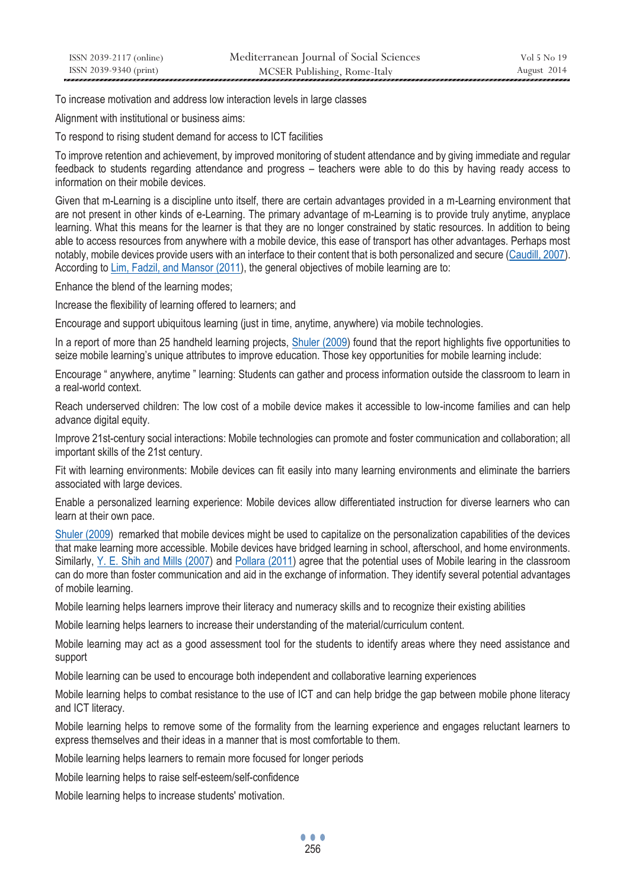To increase motivation and address low interaction levels in large classes

Alignment with institutional or business aims:

To respond to rising student demand for access to ICT facilities

To improve retention and achievement, by improved monitoring of student attendance and by giving immediate and regular feedback to students regarding attendance and progress – teachers were able to do this by having ready access to information on their mobile devices.

Given that m-Learning is a discipline unto itself, there are certain advantages provided in a m-Learning environment that are not present in other kinds of e-Learning. The primary advantage of m-Learning is to provide truly anytime, anyplace learning. What this means for the learner is that they are no longer constrained by static resources. In addition to being able to access resources from anywhere with a mobile device, this ease of transport has other advantages. Perhaps most notably, mobile devices provide users with an interface to their content that is both personalized and secure (Caudill, 2007). According to Lim, Fadzil, and Mansor (2011), the general objectives of mobile learning are to:

Enhance the blend of the learning modes;

Increase the flexibility of learning offered to learners; and

Encourage and support ubiquitous learning (just in time, anytime, anywhere) via mobile technologies.

In a report of more than 25 handheld learning projects, Shuler (2009) found that the report highlights five opportunities to seize mobile learning's unique attributes to improve education. Those key opportunities for mobile learning include:

Encourage " anywhere, anytime " learning: Students can gather and process information outside the classroom to learn in a real-world context.

Reach underserved children: The low cost of a mobile device makes it accessible to low-income families and can help advance digital equity.

Improve 21st-century social interactions: Mobile technologies can promote and foster communication and collaboration; all important skills of the 21st century.

Fit with learning environments: Mobile devices can fit easily into many learning environments and eliminate the barriers associated with large devices.

Enable a personalized learning experience: Mobile devices allow differentiated instruction for diverse learners who can learn at their own pace.

Shuler (2009) remarked that mobile devices might be used to capitalize on the personalization capabilities of the devices that make learning more accessible. Mobile devices have bridged learning in school, afterschool, and home environments. Similarly, Y. E. Shih and Mills (2007) and Pollara (2011) agree that the potential uses of Mobile learing in the classroom can do more than foster communication and aid in the exchange of information. They identify several potential advantages of mobile learning.

Mobile learning helps learners improve their literacy and numeracy skills and to recognize their existing abilities

Mobile learning helps learners to increase their understanding of the material/curriculum content.

Mobile learning may act as a good assessment tool for the students to identify areas where they need assistance and support

Mobile learning can be used to encourage both independent and collaborative learning experiences

Mobile learning helps to combat resistance to the use of ICT and can help bridge the gap between mobile phone literacy and ICT literacy.

Mobile learning helps to remove some of the formality from the learning experience and engages reluctant learners to express themselves and their ideas in a manner that is most comfortable to them.

Mobile learning helps learners to remain more focused for longer periods

Mobile learning helps to raise self-esteem/self-confidence

Mobile learning helps to increase students' motivation.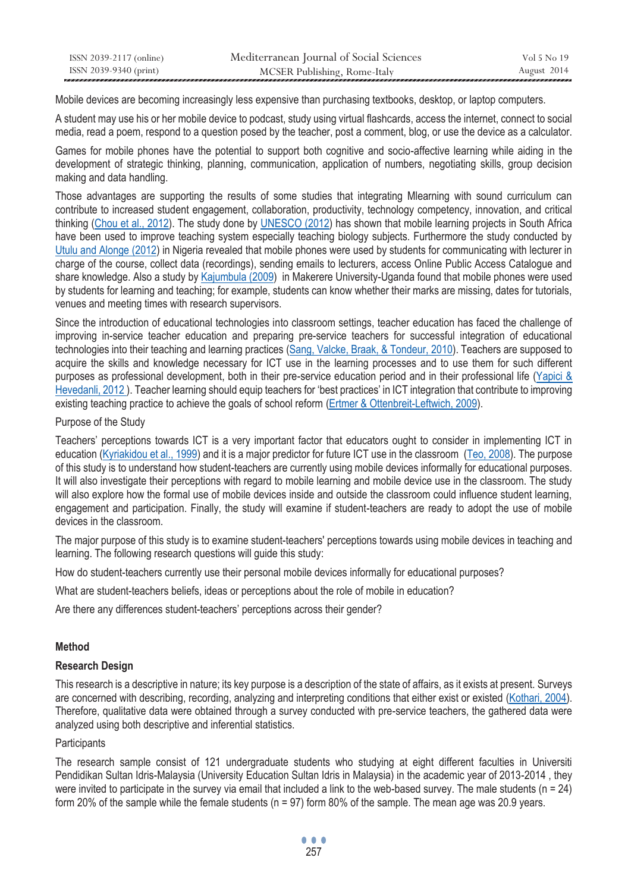Mobile devices are becoming increasingly less expensive than purchasing textbooks, desktop, or laptop computers.

A student may use his or her mobile device to podcast, study using virtual flashcards, access the internet, connect to social media, read a poem, respond to a question posed by the teacher, post a comment, blog, or use the device as a calculator.

Games for mobile phones have the potential to support both cognitive and socio-affective learning while aiding in the development of strategic thinking, planning, communication, application of numbers, negotiating skills, group decision making and data handling.

Those advantages are supporting the results of some studies that integrating Mlearning with sound curriculum can contribute to increased student engagement, collaboration, productivity, technology competency, innovation, and critical thinking (Chou et al., 2012). The study done by UNESCO (2012) has shown that mobile learning projects in South Africa have been used to improve teaching system especially teaching biology subjects. Furthermore the study conducted by Utulu and Alonge (2012) in Nigeria revealed that mobile phones were used by students for communicating with lecturer in charge of the course, collect data (recordings), sending emails to lecturers, access Online Public Access Catalogue and share knowledge. Also a study by Kajumbula (2009) in Makerere University-Uganda found that mobile phones were used by students for learning and teaching; for example, students can know whether their marks are missing, dates for tutorials, venues and meeting times with research supervisors.

Since the introduction of educational technologies into classroom settings, teacher education has faced the challenge of improving in-service teacher education and preparing pre-service teachers for successful integration of educational technologies into their teaching and learning practices (Sang, Valcke, Braak, & Tondeur, 2010). Teachers are supposed to acquire the skills and knowledge necessary for ICT use in the learning processes and to use them for such different purposes as professional development, both in their pre-service education period and in their professional life (Yapici & Hevedanli, 2012 ). Teacher learning should equip teachers for 'best practices' in ICT integration that contribute to improving existing teaching practice to achieve the goals of school reform (Ertmer & Ottenbreit-Leftwich, 2009).

Purpose of the Study

Teachers' perceptions towards ICT is a very important factor that educators ought to consider in implementing ICT in education (Kyriakidou et al., 1999) and it is a major predictor for future ICT use in the classroom (Teo, 2008). The purpose of this study is to understand how student-teachers are currently using mobile devices informally for educational purposes. It will also investigate their perceptions with regard to mobile learning and mobile device use in the classroom. The study will also explore how the formal use of mobile devices inside and outside the classroom could influence student learning, engagement and participation. Finally, the study will examine if student-teachers are ready to adopt the use of mobile devices in the classroom.

The major purpose of this study is to examine student-teachers' perceptions towards using mobile devices in teaching and learning. The following research questions will guide this study:

How do student-teachers currently use their personal mobile devices informally for educational purposes?

What are student-teachers beliefs, ideas or perceptions about the role of mobile in education?

Are there any differences student-teachers' perceptions across their gender?

## Method

### Research Design

This research is a descriptive in nature; its key purpose is a description of the state of affairs, as it exists at present. Surveys are concerned with describing, recording, analyzing and interpreting conditions that either exist or existed (Kothari, 2004). Therefore, qualitative data were obtained through a survey conducted with pre-service teachers, the gathered data were analyzed using both descriptive and inferential statistics.

Participants

The research sample consist of 121 undergraduate students who studying at eight different faculties in Universiti Pendidikan Sultan Idris-Malaysia (University Education Sultan Idris in Malaysia) in the academic year of 2013-2014 , they were invited to participate in the survey via email that included a link to the web-based survey. The male students (n = 24) form 20% of the sample while the female students (n = 97) form 80% of the sample. The mean age was 20.9 years.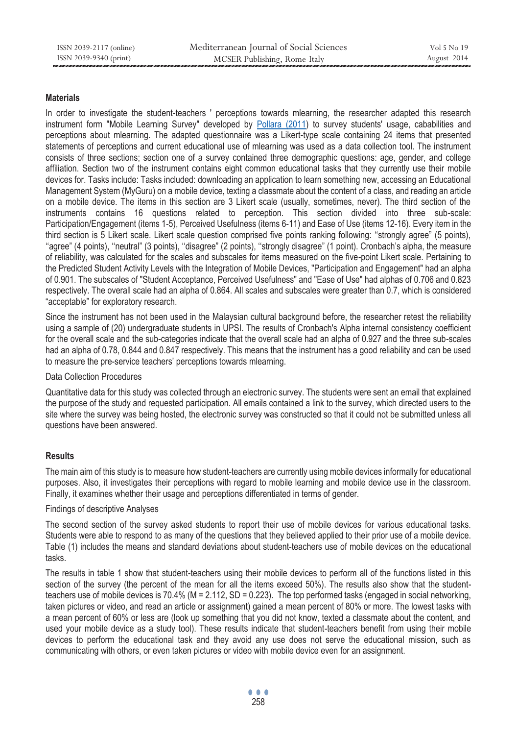### Materials

In order to investigate the student-teachers ' perceptions towards mlearning, the researcher adapted this research instrument form "Mobile Learning Survey" developed by Pollara (2011) to survey students' usage, cababilities and perceptions about mlearning. The adapted questionnaire was a Likert-type scale containing 24 items that presented statements of perceptions and current educational use of mlearning was used as a data collection tool. The instrument consists of three sections; section one of a survey contained three demographic questions: age, gender, and college affiliation. Section two of the instrument contains eight common educational tasks that they currently use their mobile devices for. Tasks include: Tasks included: downloading an application to learn something new, accessing an Educational Management System (MyGuru) on a mobile device, texting a classmate about the content of a class, and reading an article on a mobile device. The items in this section are 3 Likert scale (usually, sometimes, never). The third section of the instruments contains 16 questions related to perception. This section divided into three sub-scale: Participation/Engagement (items 1-5), Perceived Usefulness (items 6-11) and Ease of Use (items 12-16). Every item in the third section is 5 Likert scale. Likert scale question comprised five points ranking following: ''strongly agree" (5 points), ''agree" (4 points), ''neutral" (3 points), ''disagree" (2 points), ''strongly disagree" (1 point). Cronbach's alpha, the measure of reliability, was calculated for the scales and subscales for items measured on the five-point Likert scale. Pertaining to the Predicted Student Activity Levels with the Integration of Mobile Devices, "Participation and Engagement" had an alpha of 0.901. The subscales of "Student Acceptance, Perceived Usefulness" and "Ease of Use" had alphas of 0.706 and 0.823 respectively. The overall scale had an alpha of 0.864. All scales and subscales were greater than 0.7, which is considered "acceptable" for exploratory research.

Since the instrument has not been used in the Malaysian cultural background before, the researcher retest the reliability using a sample of (20) undergraduate students in UPSI. The results of Cronbach's Alpha internal consistency coefficient for the overall scale and the sub-categories indicate that the overall scale had an alpha of 0.927 and the three sub-scales had an alpha of 0.78, 0.844 and 0.847 respectively. This means that the instrument has a good reliability and can be used to measure the pre-service teachers' perceptions towards mlearning.

Data Collection Procedures

Quantitative data for this study was collected through an electronic survey. The students were sent an email that explained the purpose of the study and requested participation. All emails contained a link to the survey, which directed users to the site where the survey was being hosted, the electronic survey was constructed so that it could not be submitted unless all questions have been answered.

### Results

The main aim of this study is to measure how student-teachers are currently using mobile devices informally for educational purposes. Also, it investigates their perceptions with regard to mobile learning and mobile device use in the classroom. Finally, it examines whether their usage and perceptions differentiated in terms of gender.

Findings of descriptive Analyses

The second section of the survey asked students to report their use of mobile devices for various educational tasks. Students were able to respond to as many of the questions that they believed applied to their prior use of a mobile device. Table (1) includes the means and standard deviations about student-teachers use of mobile devices on the educational tasks.

The results in table 1 show that student-teachers using their mobile devices to perform all of the functions listed in this section of the survey (the percent of the mean for all the items exceed 50%). The results also show that the student-teachers use of mobile devices is 70.4% ($M = 2.112$, $SD = 0.223$). The top performed tasks (engaged in social networking, taken pictures or video, and read an article or assignment) gained a mean percent of 80% or more. The lowest tasks with a mean percent of 60% or less are (look up something that you did not know, texted a classmate about the content, and used your mobile device as a study tool). These results indicate that student-teachers benefit from using their mobile devices to perform the educational task and they avoid any use does not serve the educational mission, such as communicating with others, or even taken pictures or video with mobile device even for an assignment.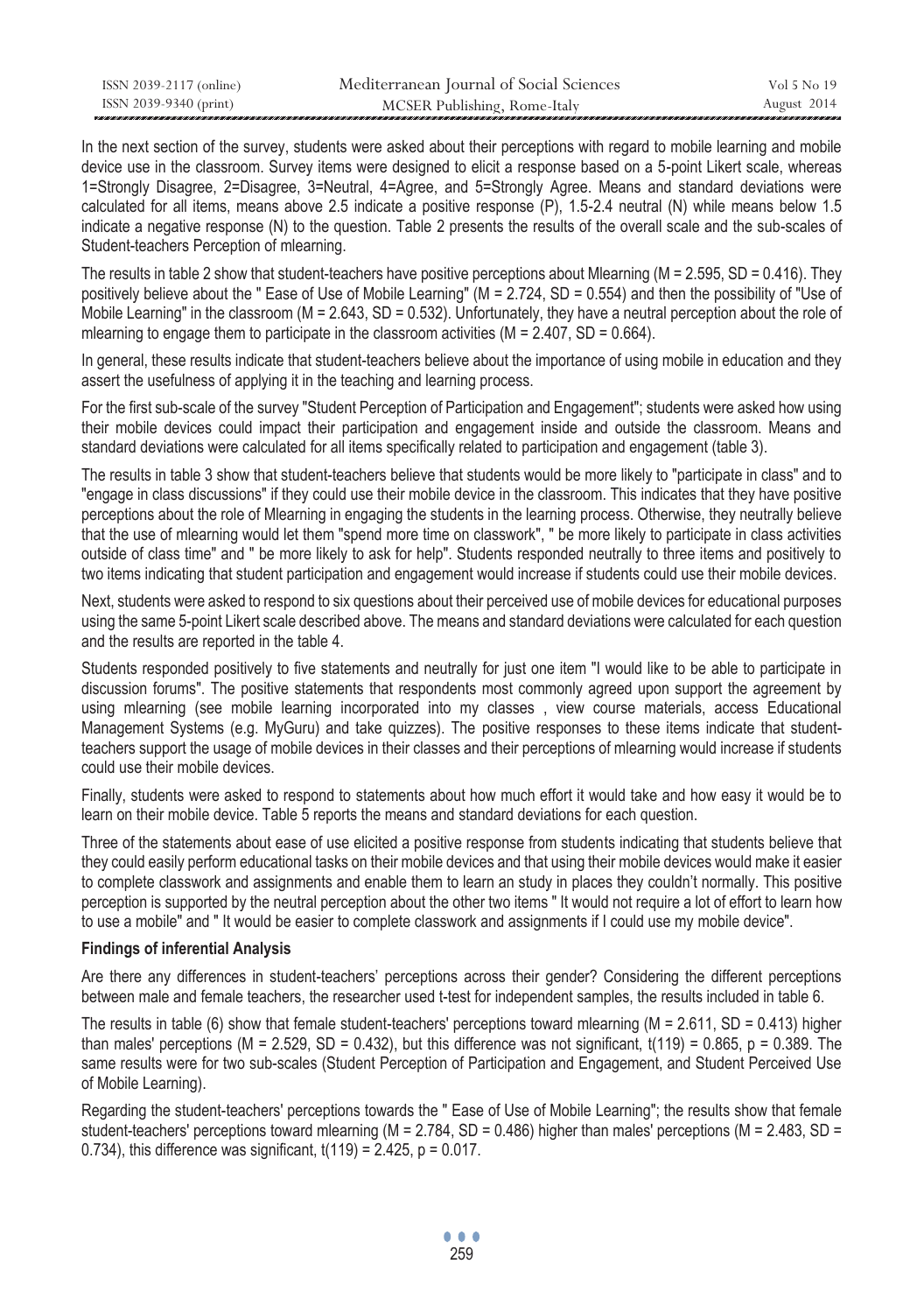In the next section of the survey, students were asked about their perceptions with regard to mobile learning and mobile device use in the classroom. Survey items were designed to elicit a response based on a 5-point Likert scale, whereas 1=Strongly Disagree, 2=Disagree, 3=Neutral, 4=Agree, and 5=Strongly Agree. Means and standard deviations were calculated for all items, means above 2.5 indicate a positive response (P), 1.5-2.4 neutral (N) while means below 1.5 indicate a negative response (N) to the question. Table 2 presents the results of the overall scale and the sub-scales of Student-teachers Perception of mlearning.

The results in table 2 show that student-teachers have positive perceptions about Mlearning (M = 2.595, SD = 0.416). They positively believe about the " Ease of Use of Mobile Learning" (M = 2.724, SD = 0.554) and then the possibility of "Use of Mobile Learning" in the classroom (M = 2.643, SD = 0.532). Unfortunately, they have a neutral perception about the role of mlearning to engage them to participate in the classroom activities (M = 2.407, SD = 0.664).

In general, these results indicate that student-teachers believe about the importance of using mobile in education and they assert the usefulness of applying it in the teaching and learning process.

For the first sub-scale of the survey "Student Perception of Participation and Engagement"; students were asked how using their mobile devices could impact their participation and engagement inside and outside the classroom. Means and standard deviations were calculated for all items specifically related to participation and engagement (table 3).

The results in table 3 show that student-teachers believe that students would be more likely to "participate in class" and to "engage in class discussions" if they could use their mobile device in the classroom. This indicates that they have positive perceptions about the role of Mlearning in engaging the students in the learning process. Otherwise, they neutrally believe that the use of mlearning would let them "spend more time on classwork", " be more likely to participate in class activities outside of class time" and " be more likely to ask for help". Students responded neutrally to three items and positively to two items indicating that student participation and engagement would increase if students could use their mobile devices.

Next, students were asked to respond to six questions about their perceived use of mobile devices for educational purposes using the same 5-point Likert scale described above. The means and standard deviations were calculated for each question and the results are reported in the table 4.

Students responded positively to five statements and neutrally for just one item "I would like to be able to participate in discussion forums". The positive statements that respondents most commonly agreed upon support the agreement by using mlearning (see mobile learning incorporated into my classes , view course materials, access Educational Management Systems (e.g. MyGuru) and take quizzes). The positive responses to these items indicate that student-teachers support the usage of mobile devices in their classes and their perceptions of mlearning would increase if students could use their mobile devices.

Finally, students were asked to respond to statements about how much effort it would take and how easy it would be to learn on their mobile device. Table 5 reports the means and standard deviations for each question.

Three of the statements about ease of use elicited a positive response from students indicating that students believe that they could easily perform educational tasks on their mobile devices and that using their mobile devices would make it easier to complete classwork and assignments and enable them to learn an study in places they couldn't normally. This positive perception is supported by the neutral perception about the other two items " It would not require a lot of effort to learn how to use a mobile" and " It would be easier to complete classwork and assignments if I could use my mobile device".

**Findings of inferential Analysis**

Are there any differences in student-teachers' perceptions across their gender? Considering the different perceptions between male and female teachers, the researcher used t-test for independent samples, the results included in table 6.

The results in table (6) show that female student-teachers' perceptions toward mlearning (M = 2.611, SD = 0.413) higher than males' perceptions (M = 2.529, SD = 0.432), but this difference was not significant, $t(119) = 0.865$, $p = 0.389$. The same results were for two sub-scales (Student Perception of Participation and Engagement, and Student Perceived Use of Mobile Learning).

Regarding the student-teachers' perceptions towards the " Ease of Use of Mobile Learning"; the results show that female student-teachers' perceptions toward mlearning (M = 2.784, SD = 0.486) higher than males' perceptions (M = 2.483, SD = 0.734), this difference was significant, $t(119) = 2.425$, $p = 0.017$.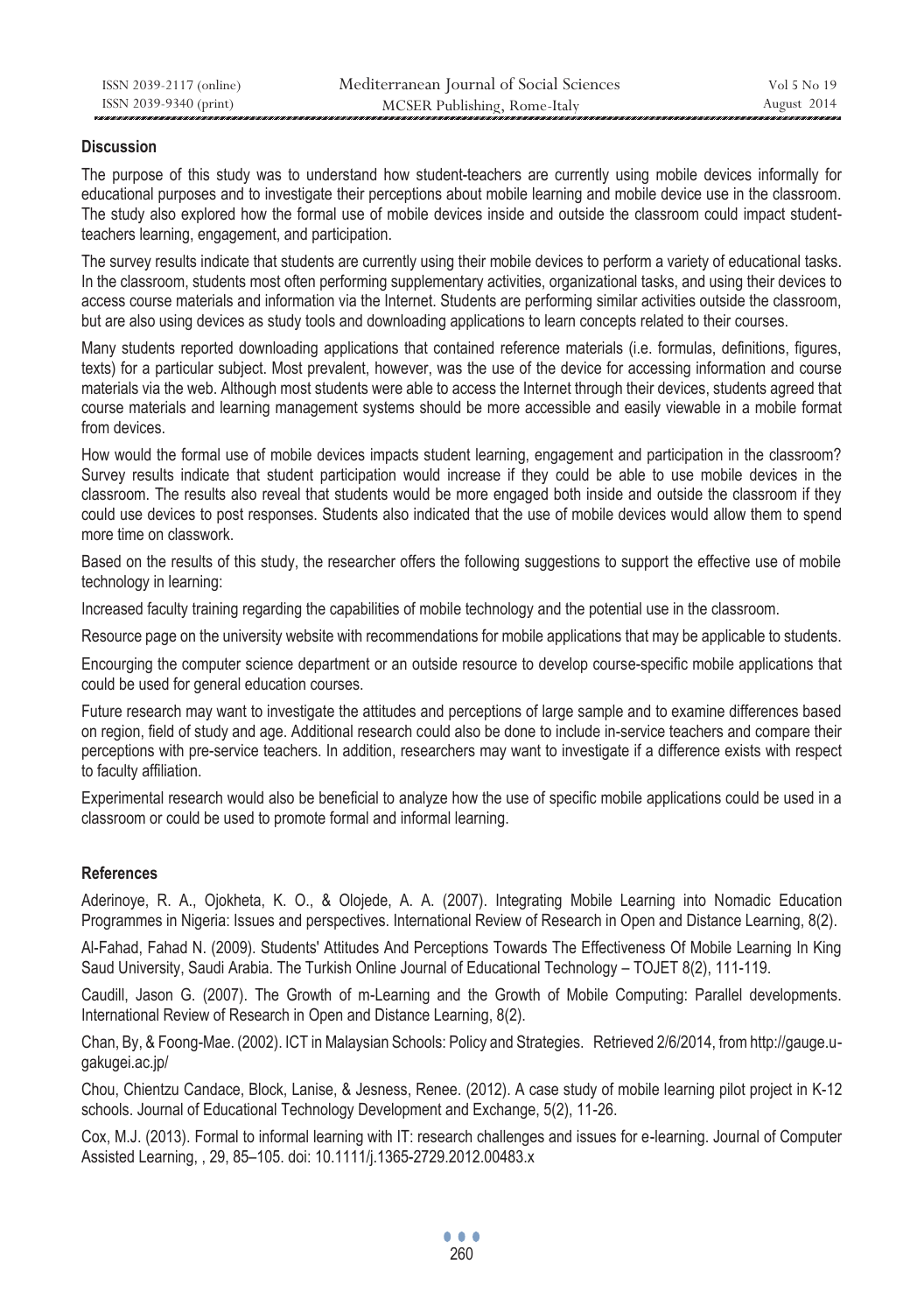## Discussion

The purpose of this study was to understand how student-teachers are currently using mobile devices informally for educational purposes and to investigate their perceptions about mobile learning and mobile device use in the classroom. The study also explored how the formal use of mobile devices inside and outside the classroom could impact student-teachers learning, engagement, and participation.

The survey results indicate that students are currently using their mobile devices to perform a variety of educational tasks. In the classroom, students most often performing supplementary activities, organizational tasks, and using their devices to access course materials and information via the Internet. Students are performing similar activities outside the classroom, but are also using devices as study tools and downloading applications to learn concepts related to their courses.

Many students reported downloading applications that contained reference materials (i.e. formulas, definitions, figures, texts) for a particular subject. Most prevalent, however, was the use of the device for accessing information and course materials via the web. Although most students were able to access the Internet through their devices, students agreed that course materials and learning management systems should be more accessible and easily viewable in a mobile format from devices.

How would the formal use of mobile devices impacts student learning, engagement and participation in the classroom? Survey results indicate that student participation would increase if they could be able to use mobile devices in the classroom. The results also reveal that students would be more engaged both inside and outside the classroom if they could use devices to post responses. Students also indicated that the use of mobile devices would allow them to spend more time on classwork.

Based on the results of this study, the researcher offers the following suggestions to support the effective use of mobile technology in learning:

Increased faculty training regarding the capabilities of mobile technology and the potential use in the classroom.

Resource page on the university website with recommendations for mobile applications that may be applicable to students.

Encourging the computer science department or an outside resource to develop course-specific mobile applications that could be used for general education courses.

Future research may want to investigate the attitudes and perceptions of large sample and to examine differences based on region, field of study and age. Additional research could also be done to include in-service teachers and compare their perceptions with pre-service teachers. In addition, researchers may want to investigate if a difference exists with respect to faculty affiliation.

Experimental research would also be beneficial to analyze how the use of specific mobile applications could be used in a classroom or could be used to promote formal and informal learning.

## References

Aderinoye, R. A., Ojokheta, K. O., & Olojede, A. A. (2007). Integrating Mobile Learning into Nomadic Education Programmes in Nigeria: Issues and perspectives. International Review of Research in Open and Distance Learning, 8(2).

Al-Fahad, Fahad N. (2009). Students' Attitudes And Perceptions Towards The Effectiveness Of Mobile Learning In King Saud University, Saudi Arabia. The Turkish Online Journal of Educational Technology – TOJET 8(2), 111-119.

Caudill, Jason G. (2007). The Growth of m-Learning and the Growth of Mobile Computing: Parallel developments. International Review of Research in Open and Distance Learning, 8(2).

Chan, By, & Foong-Mae. (2002). ICT in Malaysian Schools: Policy and Strategies. Retrieved 2/6/2014, from http://gauge.u-gakugei.ac.jp/

Chou, Chientzu Candace, Block, Lanise, & Jesness, Renee. (2012). A case study of mobile learning pilot project in K-12 schools. Journal of Educational Technology Development and Exchange, 5(2), 11-26.

Cox, M.J. (2013). Formal to informal learning with IT: research challenges and issues for e-learning. Journal of Computer Assisted Learning, , 29, 85–105. doi: 10.1111/j.1365-2729.2012.00483.x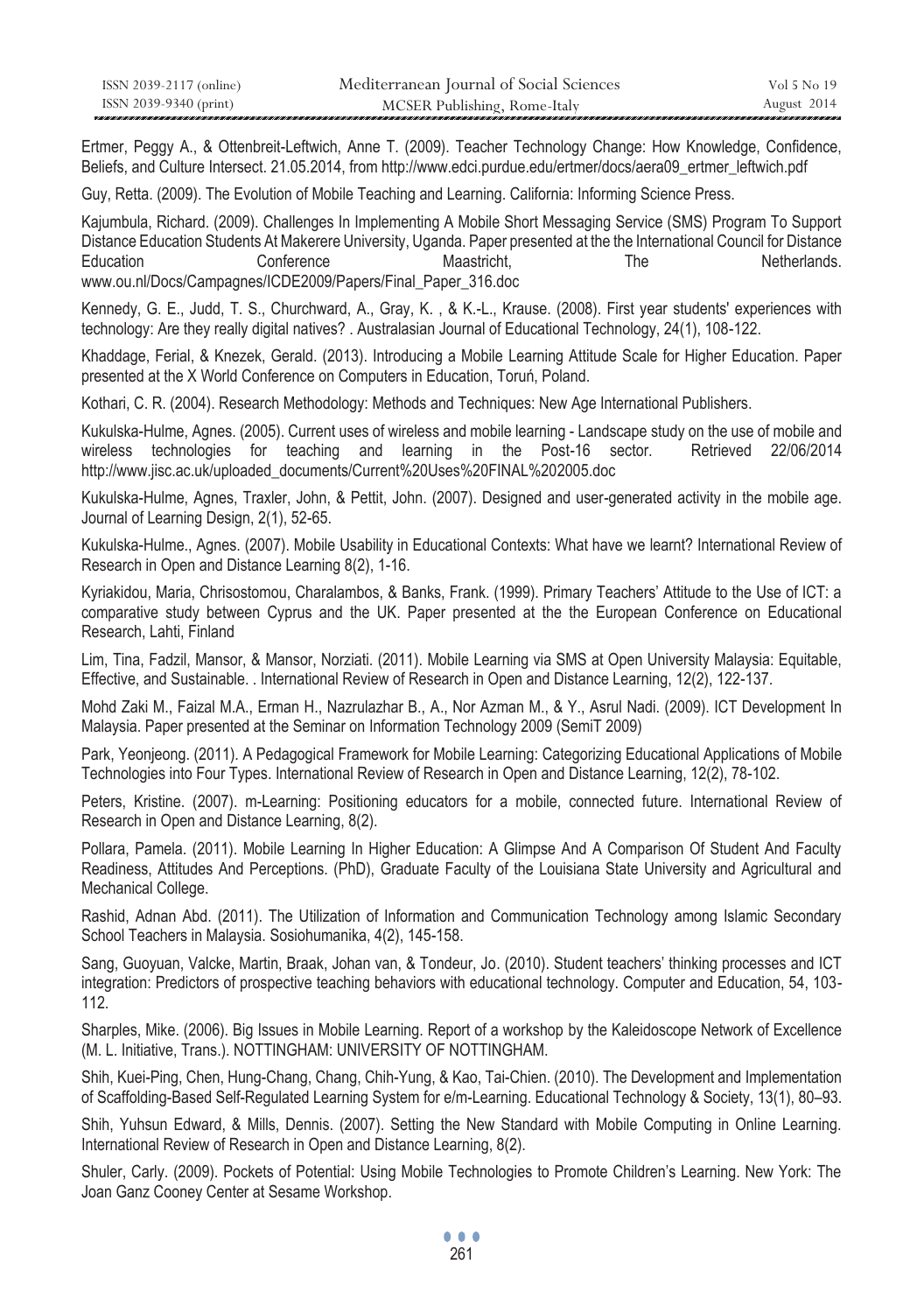Ertmer, Peggy A., & Ottenbreit-Leftwich, Anne T. (2009). Teacher Technology Change: How Knowledge, Confidence, Beliefs, and Culture Intersect. 21.05.2014, from http://www.edci.purdue.edu/ertmer/docs/aera09_ertmer_leftwich.pdf

Guy, Retta. (2009). The Evolution of Mobile Teaching and Learning. California: Informing Science Press.

Kajumbula, Richard. (2009). Challenges In Implementing A Mobile Short Messaging Service (SMS) Program To Support Distance Education Students At Makerere University, Uganda. Paper presented at the the International Council for Distance Education Conference Maastricht, The Netherlands. www.ou.nl/Docs/Campagnes/ICDE2009/Papers/Final_Paper_316.doc

Kennedy, G. E., Judd, T. S., Churchward, A., Gray, K. , & K.-L., Krause. (2008). First year students' experiences with technology: Are they really digital natives? . Australasian Journal of Educational Technology, 24(1), 108-122.

Khaddage, Ferial, & Knezek, Gerald. (2013). Introducing a Mobile Learning Attitude Scale for Higher Education. Paper presented at the X World Conference on Computers in Education, Toruń, Poland.

Kothari, C. R. (2004). Research Methodology: Methods and Techniques: New Age International Publishers.

Kukulska-Hulme, Agnes. (2005). Current uses of wireless and mobile learning - Landscape study on the use of mobile and wireless technologies for teaching and learning in the Post-16 sector. Retrieved 22/06/2014 http://www.jisc.ac.uk/uploaded_documents/Current%20Uses%20FINAL%202005.doc

Kukulska-Hulme, Agnes, Traxler, John, & Pettit, John. (2007). Designed and user-generated activity in the mobile age. Journal of Learning Design, 2(1), 52-65.

Kukulska-Hulme., Agnes. (2007). Mobile Usability in Educational Contexts: What have we learnt? International Review of Research in Open and Distance Learning 8(2), 1-16.

Kyriakidou, Maria, Chrisostomou, Charalambos, & Banks, Frank. (1999). Primary Teachers' Attitude to the Use of ICT: a comparative study between Cyprus and the UK. Paper presented at the the European Conference on Educational Research, Lahti, Finland

Lim, Tina, Fadzil, Mansor, & Mansor, Norziati. (2011). Mobile Learning via SMS at Open University Malaysia: Equitable, Effective, and Sustainable. . International Review of Research in Open and Distance Learning, 12(2), 122-137.

Mohd Zaki M., Faizal M.A., Erman H., Nazrulazhar B., A., Nor Azman M., & Y., Asrul Nadi. (2009). ICT Development In Malaysia. Paper presented at the Seminar on Information Technology 2009 (SemiT 2009)

Park, Yeonjeong. (2011). A Pedagogical Framework for Mobile Learning: Categorizing Educational Applications of Mobile Technologies into Four Types. International Review of Research in Open and Distance Learning, 12(2), 78-102.

Peters, Kristine. (2007). m-Learning: Positioning educators for a mobile, connected future. International Review of Research in Open and Distance Learning, 8(2).

Pollara, Pamela. (2011). Mobile Learning In Higher Education: A Glimpse And A Comparison Of Student And Faculty Readiness, Attitudes And Perceptions. (PhD), Graduate Faculty of the Louisiana State University and Agricultural and Mechanical College.

Rashid, Adnan Abd. (2011). The Utilization of Information and Communication Technology among Islamic Secondary School Teachers in Malaysia. Sosiohumanika, 4(2), 145-158.

Sang, Guoyuan, Valcke, Martin, Braak, Johan van, & Tondeur, Jo. (2010). Student teachers' thinking processes and ICT integration: Predictors of prospective teaching behaviors with educational technology. Computer and Education, 54, 103-112.

Sharples, Mike. (2006). Big Issues in Mobile Learning. Report of a workshop by the Kaleidoscope Network of Excellence (M. L. Initiative, Trans.). NOTTINGHAM: UNIVERSITY OF NOTTINGHAM.

Shih, Kuei-Ping, Chen, Hung-Chang, Chang, Chih-Yung, & Kao, Tai-Chien. (2010). The Development and Implementation of Scaffolding-Based Self-Regulated Learning System for e/m-Learning. Educational Technology & Society, 13(1), 80–93.

Shih, Yuhsun Edward, & Mills, Dennis. (2007). Setting the New Standard with Mobile Computing in Online Learning. International Review of Research in Open and Distance Learning, 8(2).

Shuler, Carly. (2009). Pockets of Potential: Using Mobile Technologies to Promote Children's Learning. New York: The Joan Ganz Cooney Center at Sesame Workshop.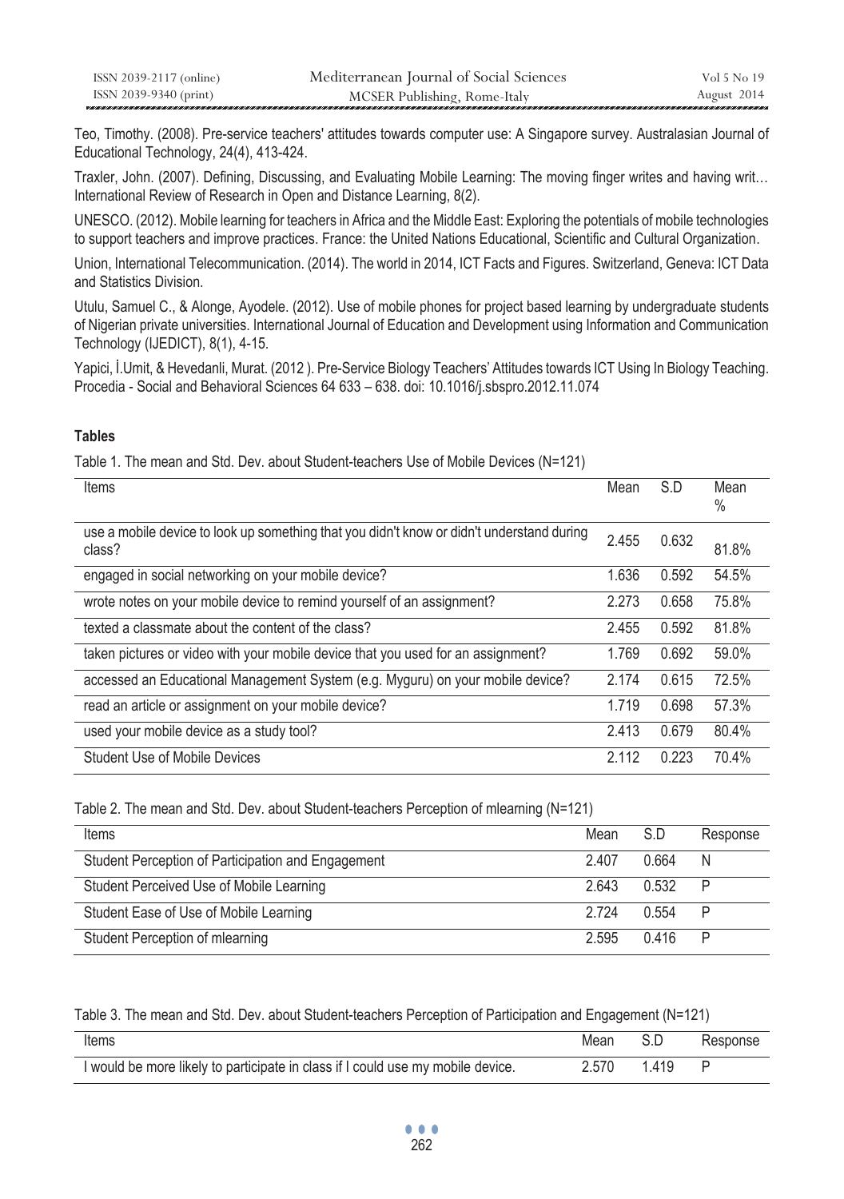Teo, Timothy. (2008). Pre-service teachers' attitudes towards computer use: A Singapore survey. Australasian Journal of Educational Technology, 24(4), 413-424.

Traxler, John. (2007). Defining, Discussing, and Evaluating Mobile Learning: The moving finger writes and having writ… International Review of Research in Open and Distance Learning, 8(2).

UNESCO. (2012). Mobile learning for teachers in Africa and the Middle East: Exploring the potentials of mobile technologies to support teachers and improve practices. France: the United Nations Educational, Scientific and Cultural Organization.

Union, International Telecommunication. (2014). The world in 2014, ICT Facts and Figures. Switzerland, Geneva: ICT Data and Statistics Division.

Utulu, Samuel C., & Alonge, Ayodele. (2012). Use of mobile phones for project based learning by undergraduate students of Nigerian private universities. International Journal of Education and Development using Information and Communication Technology (IJEDICT), 8(1), 4-15.

Yapici, İ.Umit, & Hevedanli, Murat. (2012 ). Pre-Service Biology Teachers' Attitudes towards ICT Using In Biology Teaching. Procedia - Social and Behavioral Sciences 64 633 – 638. doi: 10.1016/j.sbspro.2012.11.074

### Tables

Table 1. The mean and Std. Dev. about Student-teachers Use of Mobile Devices (N=121)

| Items | Mean | S.D | Mean % |
|---|---|---|---|
| use a mobile device to look up something that you didn't know or didn't understand during class? | 2.455 | 0.632 | 81.8% |
| engaged in social networking on your mobile device? | 1.636 | 0.592 | 54.5% |
| wrote notes on your mobile device to remind yourself of an assignment? | 2.273 | 0.658 | 75.8% |
| texted a classmate about the content of the class? | 2.455 | 0.592 | 81.8% |
| taken pictures or video with your mobile device that you used for an assignment? | 1.769 | 0.692 | 59.0% |
| accessed an Educational Management System (e.g. Myguru) on your mobile device? | 2.174 | 0.615 | 72.5% |
| read an article or assignment on your mobile device? | 1.719 | 0.698 | 57.3% |
| used your mobile device as a study tool? | 2.413 | 0.679 | 80.4% |
| Student Use of Mobile Devices | 2.112 | 0.223 | 70.4% |

Table 2. The mean and Std. Dev. about Student-teachers Perception of mlearning (N=121)

| Items | Mean | S.D | Response |
|---|---|---|---|
| Student Perception of Participation and Engagement | 2.407 | 0.664 | N |
| Student Perceived Use of Mobile Learning | 2.643 | 0.532 | P |
| Student Ease of Use of Mobile Learning | 2.724 | 0.554 | P |
| Student Perception of mlearning | 2.595 | 0.416 | P |

Table 3. The mean and Std. Dev. about Student-teachers Perception of Participation and Engagement (N=121)

| Items | Mean | S.D | Response |
|---|---|---|---|
| I would be more likely to participate in class if I could use my mobile device. | 2.570 | 1.419 | P |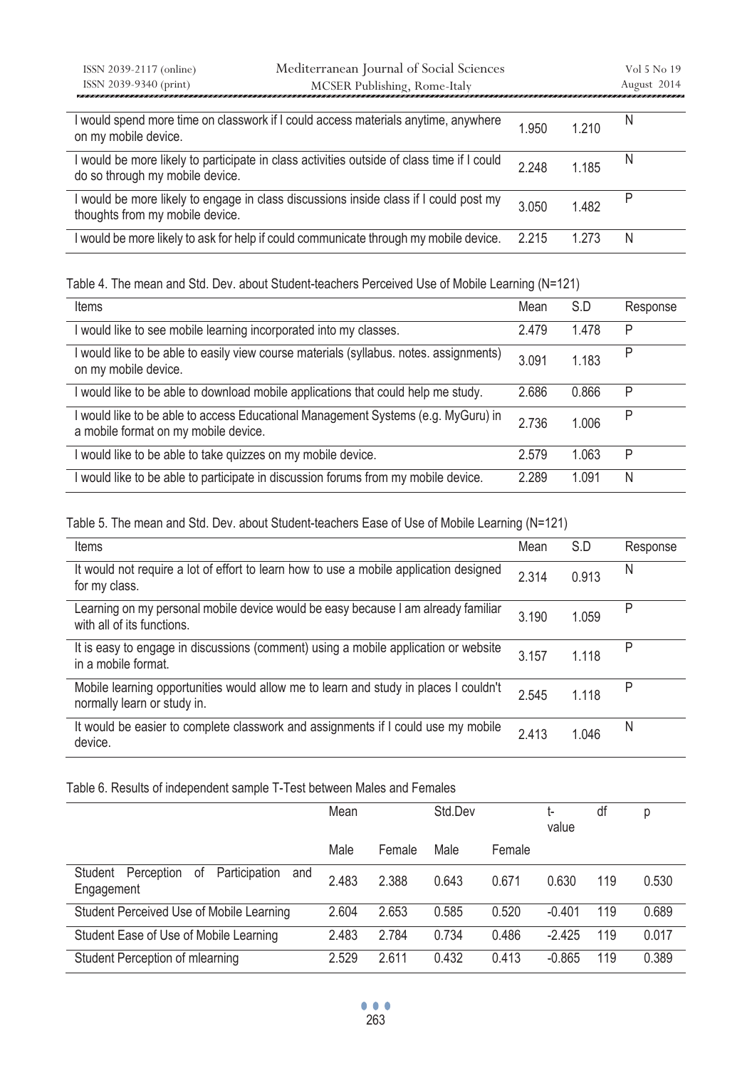| | | | |
|---|---|---|---|
| I would spend more time on classwork if I could access materials anytime, anywhere on my mobile device. | 1.950 | 1.210 | N |
| I would be more likely to participate in class activities outside of class time if I could do so through my mobile device. | 2.248 | 1.185 | N |
| I would be more likely to engage in class discussions inside class if I could post my thoughts from my mobile device. | 3.050 | 1.482 | P |
| I would be more likely to ask for help if could communicate through my mobile device. | 2.215 | 1.273 | N |

Table 4. The mean and Std. Dev. about Student-teachers Perceived Use of Mobile Learning (N=121)

| Items | Mean | S.D | Response |
|---|---|---|---|
| I would like to see mobile learning incorporated into my classes. | 2.479 | 1.478 | P |
| I would like to be able to easily view course materials (syllabus. notes. assignments) on my mobile device. | 3.091 | 1.183 | P |
| I would like to be able to download mobile applications that could help me study. | 2.686 | 0.866 | P |
| I would like to be able to access Educational Management Systems (e.g. MyGuru) in a mobile format on my mobile device. | 2.736 | 1.006 | P |
| I would like to be able to take quizzes on my mobile device. | 2.579 | 1.063 | P |
| I would like to be able to participate in discussion forums from my mobile device. | 2.289 | 1.091 | N |

Table 5. The mean and Std. Dev. about Student-teachers Ease of Use of Mobile Learning (N=121)

| Items | Mean | S.D | Response |
|---|---|---|---|
| It would not require a lot of effort to learn how to use a mobile application designed for my class. | 2.314 | 0.913 | N |
| Learning on my personal mobile device would be easy because I am already familiar with all of its functions. | 3.190 | 1.059 | P |
| It is easy to engage in discussions (comment) using a mobile application or website in a mobile format. | 3.157 | 1.118 | P |
| Mobile learning opportunities would allow me to learn and study in places I couldn't normally learn or study in. | 2.545 | 1.118 | P |
| It would be easier to complete classwork and assignments if I could use my mobile device. | 2.413 | 1.046 | N |

Table 6. Results of independent sample T-Test between Males and Females

| | Mean | | Std.Dev | | t-value | df | p |
|---|---|---|---|---|---|---|---|
| | Male | Female | Male | Female | | | |
| Student Perception of Participation and Engagement | 2.483 | 2.388 | 0.643 | 0.671 | 0.630 | 119 | 0.530 |
| Student Perceived Use of Mobile Learning | 2.604 | 2.653 | 0.585 | 0.520 | -0.401 | 119 | 0.689 |
| Student Ease of Use of Mobile Learning | 2.483 | 2.784 | 0.734 | 0.486 | -2.425 | 119 | 0.017 |
| Student Perception of mlearning | 2.529 | 2.611 | 0.432 | 0.413 | -0.865 | 119 | 0.389 |